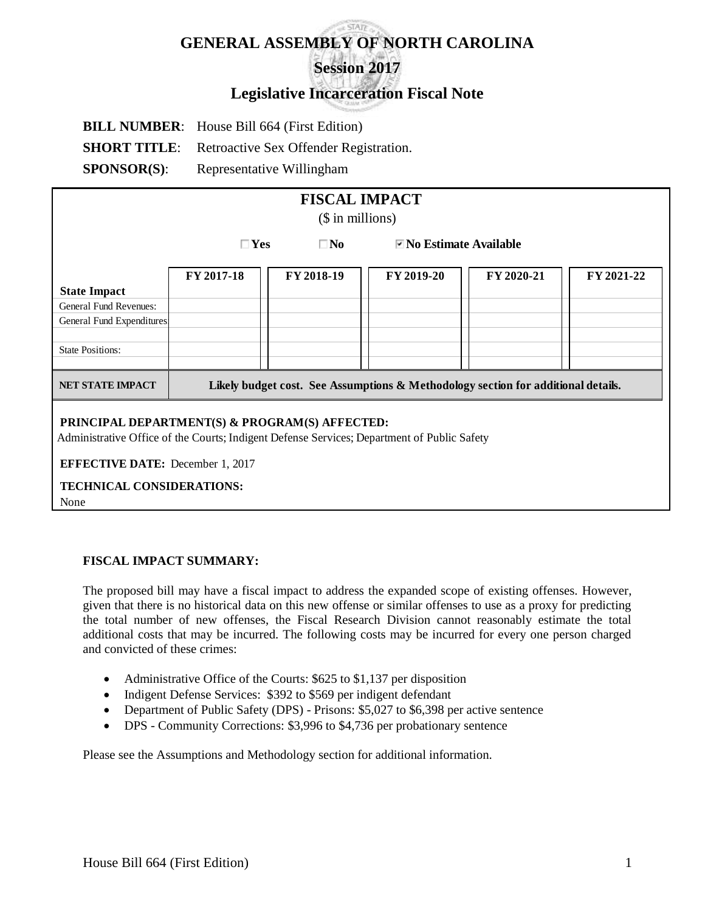# GENERAL ASSEMBLY OF NORTH CAROLINA

## Session 2017

## Legislative Incarceration Fiscal Note

**BILL NUMBER**: House Bill 664 (First Edition)

**SHORT TITLE**: Retroactive Sex Offender Registration.

**SPONSOR(S)**: Representative Willingham

### FISCAL IMPACT

($ in millions)

☐ **Yes** ☐ **No** ☑ **No Estimate Available**

| State Impact | FY 2017-18 | FY 2018-19 | FY 2019-20 | FY 2020-21 | FY 2021-22 |
|---|---|---|---|---|---|
| General Fund Revenues: | | | | | |
| General Fund Expenditures | | | | | |
| | | | | | |
| State Positions: | | | | | |
| | | | | | |
| **NET STATE IMPACT** | **Likely budget cost. See Assumptions & Methodology section for additional details.** | | | | |

**PRINCIPAL DEPARTMENT(S) & PROGRAM(S) AFFECTED:**
Administrative Office of the Courts; Indigent Defense Services; Department of Public Safety

**EFFECTIVE DATE:** December 1, 2017

**TECHNICAL CONSIDERATIONS:**
None

**FISCAL IMPACT SUMMARY:**

The proposed bill may have a fiscal impact to address the expanded scope of existing offenses. However, given that there is no historical data on this new offense or similar offenses to use as a proxy for predicting the total number of new offenses, the Fiscal Research Division cannot reasonably estimate the total additional costs that may be incurred. The following costs may be incurred for every one person charged and convicted of these crimes:

- Administrative Office of the Courts: $625 to $1,137 per disposition
- Indigent Defense Services: $392 to $569 per indigent defendant
- Department of Public Safety (DPS) - Prisons: $5,027 to $6,398 per active sentence
- DPS - Community Corrections: $3,996 to $4,736 per probationary sentence

Please see the Assumptions and Methodology section for additional information.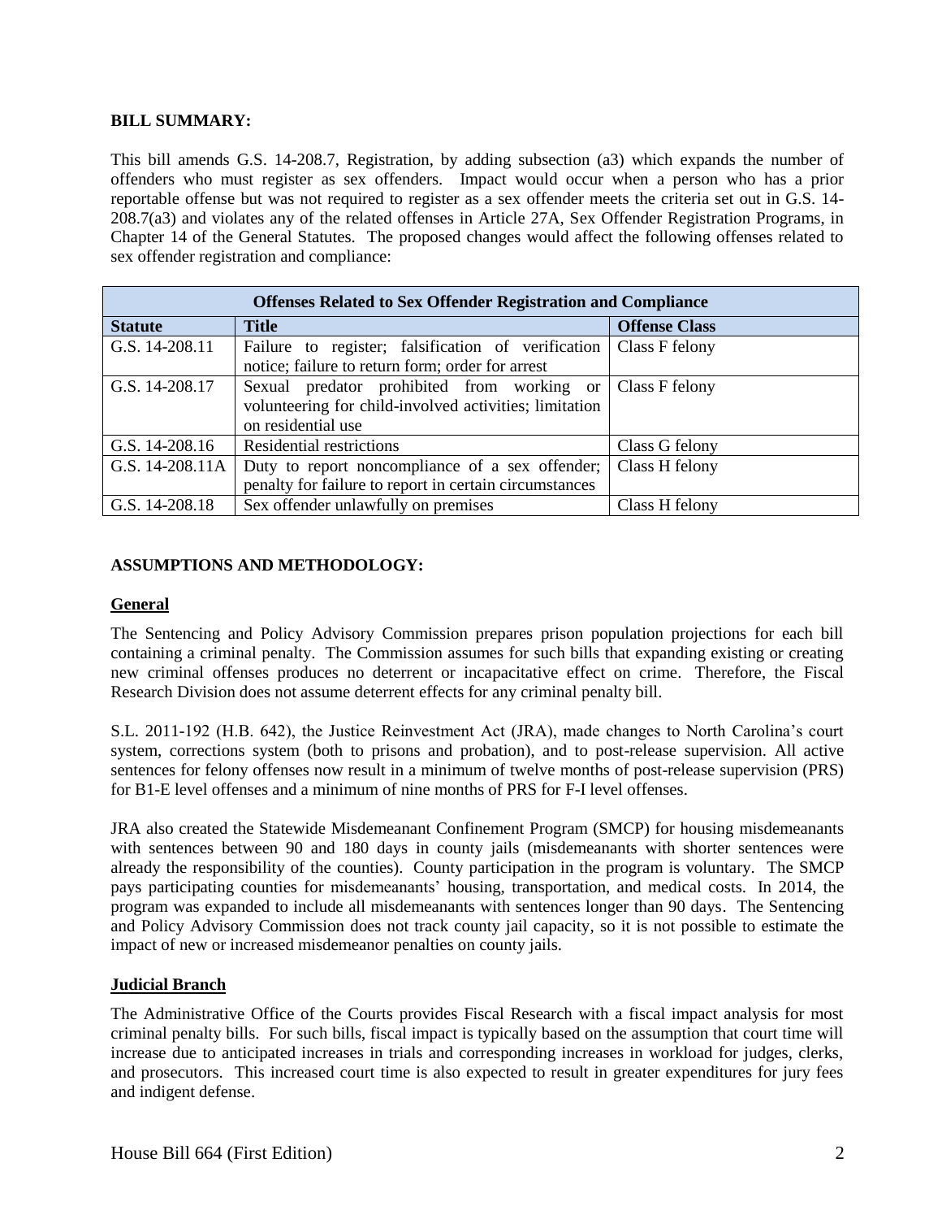**BILL SUMMARY:**

This bill amends G.S. 14-208.7, Registration, by adding subsection (a3) which expands the number of offenders who must register as sex offenders. Impact would occur when a person who has a prior reportable offense but was not required to register as a sex offender meets the criteria set out in G.S. 14-208.7(a3) and violates any of the related offenses in Article 27A, Sex Offender Registration Programs, in Chapter 14 of the General Statutes. The proposed changes would affect the following offenses related to sex offender registration and compliance:

| Offenses Related to Sex Offender Registration and Compliance | | |
|---|---|---|
| **Statute** | **Title** | **Offense Class** |
| G.S. 14-208.11 | Failure to register; falsification of verification notice; failure to return form; order for arrest | Class F felony |
| G.S. 14-208.17 | Sexual predator prohibited from working or volunteering for child-involved activities; limitation on residential use | Class F felony |
| G.S. 14-208.16 | Residential restrictions | Class G felony |
| G.S. 14-208.11A | Duty to report noncompliance of a sex offender; penalty for failure to report in certain circumstances | Class H felony |
| G.S. 14-208.18 | Sex offender unlawfully on premises | Class H felony |

**ASSUMPTIONS AND METHODOLOGY:**

**General**

The Sentencing and Policy Advisory Commission prepares prison population projections for each bill containing a criminal penalty. The Commission assumes for such bills that expanding existing or creating new criminal offenses produces no deterrent or incapacitative effect on crime. Therefore, the Fiscal Research Division does not assume deterrent effects for any criminal penalty bill.

S.L. 2011-192 (H.B. 642), the Justice Reinvestment Act (JRA), made changes to North Carolina's court system, corrections system (both to prisons and probation), and to post-release supervision. All active sentences for felony offenses now result in a minimum of twelve months of post-release supervision (PRS) for B1-E level offenses and a minimum of nine months of PRS for F-I level offenses.

JRA also created the Statewide Misdemeanant Confinement Program (SMCP) for housing misdemeanants with sentences between 90 and 180 days in county jails (misdemeanants with shorter sentences were already the responsibility of the counties). County participation in the program is voluntary. The SMCP pays participating counties for misdemeanants' housing, transportation, and medical costs. In 2014, the program was expanded to include all misdemeanants with sentences longer than 90 days. The Sentencing and Policy Advisory Commission does not track county jail capacity, so it is not possible to estimate the impact of new or increased misdemeanor penalties on county jails.

**Judicial Branch**

The Administrative Office of the Courts provides Fiscal Research with a fiscal impact analysis for most criminal penalty bills. For such bills, fiscal impact is typically based on the assumption that court time will increase due to anticipated increases in trials and corresponding increases in workload for judges, clerks, and prosecutors. This increased court time is also expected to result in greater expenditures for jury fees and indigent defense.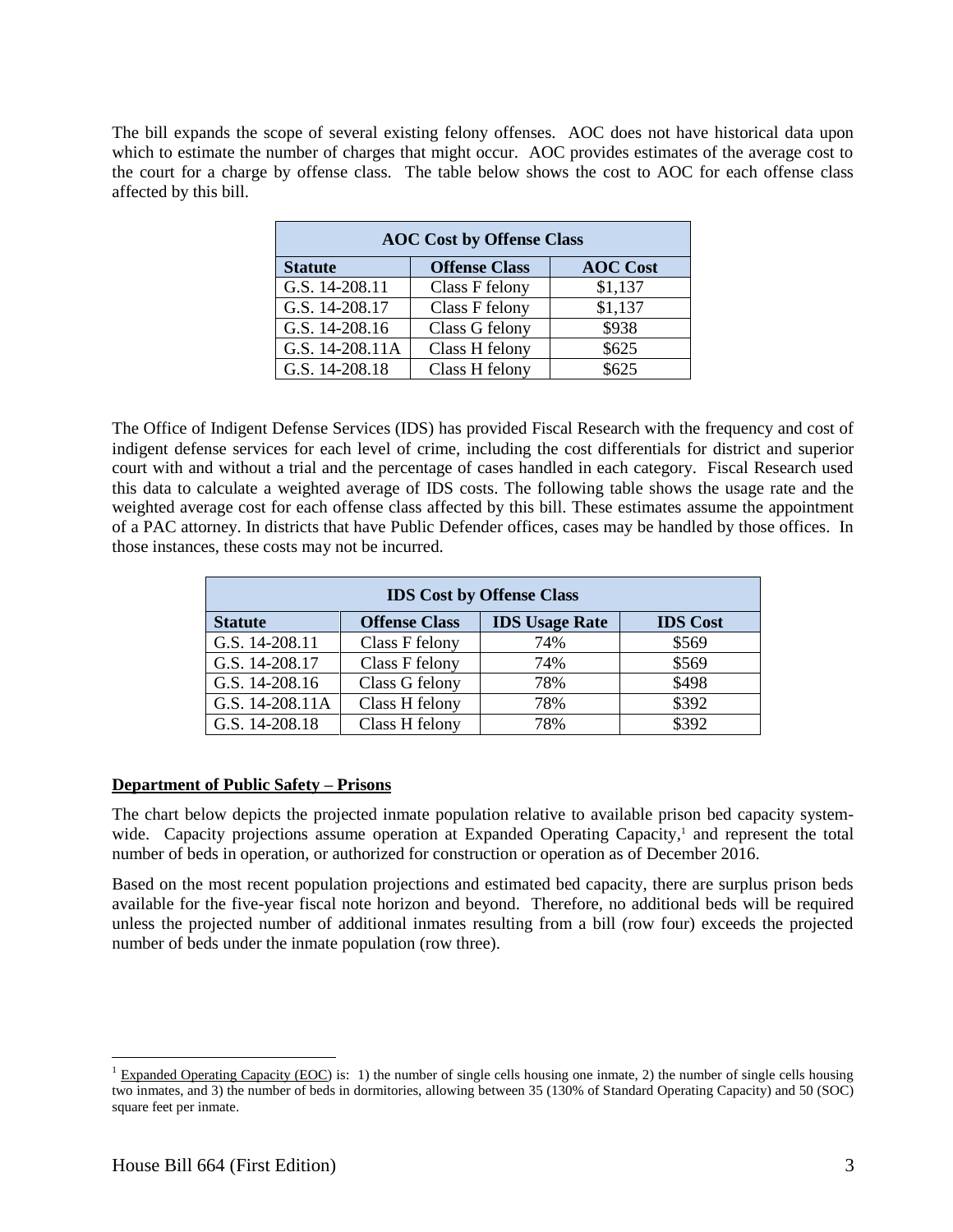The bill expands the scope of several existing felony offenses. AOC does not have historical data upon which to estimate the number of charges that might occur. AOC provides estimates of the average cost to the court for a charge by offense class. The table below shows the cost to AOC for each offense class affected by this bill.

| AOC Cost by Offense Class | | |
|---|---|---|
| **Statute** | **Offense Class** | **AOC Cost** |
| G.S. 14-208.11 | Class F felony | $1,137 |
| G.S. 14-208.17 | Class F felony | $1,137 |
| G.S. 14-208.16 | Class G felony | $938 |
| G.S. 14-208.11A | Class H felony | $625 |
| G.S. 14-208.18 | Class H felony | $625 |

The Office of Indigent Defense Services (IDS) has provided Fiscal Research with the frequency and cost of indigent defense services for each level of crime, including the cost differentials for district and superior court with and without a trial and the percentage of cases handled in each category. Fiscal Research used this data to calculate a weighted average of IDS costs. The following table shows the usage rate and the weighted average cost for each offense class affected by this bill. These estimates assume the appointment of a PAC attorney. In districts that have Public Defender offices, cases may be handled by those offices. In those instances, these costs may not be incurred.

| IDS Cost by Offense Class | | | |
|---|---|---|---|
| **Statute** | **Offense Class** | **IDS Usage Rate** | **IDS Cost** |
| G.S. 14-208.11 | Class F felony | 74% | $569 |
| G.S. 14-208.17 | Class F felony | 74% | $569 |
| G.S. 14-208.16 | Class G felony | 78% | $498 |
| G.S. 14-208.11A | Class H felony | 78% | $392 |
| G.S. 14-208.18 | Class H felony | 78% | $392 |

**Department of Public Safety – Prisons**

The chart below depicts the projected inmate population relative to available prison bed capacity system-wide. Capacity projections assume operation at Expanded Operating Capacity,[1] and represent the total number of beds in operation, or authorized for construction or operation as of December 2016.

Based on the most recent population projections and estimated bed capacity, there are surplus prison beds available for the five-year fiscal note horizon and beyond. Therefore, no additional beds will be required unless the projected number of additional inmates resulting from a bill (row four) exceeds the projected number of beds under the inmate population (row three).

[1] Expanded Operating Capacity (EOC) is: 1) the number of single cells housing one inmate, 2) the number of single cells housing two inmates, and 3) the number of beds in dormitories, allowing between 35 (130% of Standard Operating Capacity) and 50 (SOC) square feet per inmate.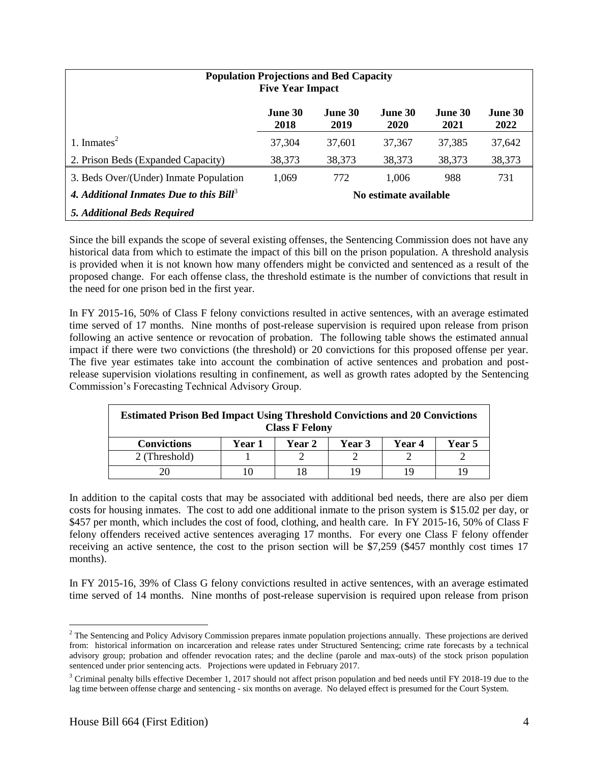| Population Projections and Bed Capacity<br>Five Year Impact | | | | | |
|---|---|---|---|---|---|
| | **June 30 2018** | **June 30 2019** | **June 30 2020** | **June 30 2021** | **June 30 2022** |
| 1. Inmates[2] | 37,304 | 37,601 | 37,367 | 37,385 | 37,642 |
| 2. Prison Beds (Expanded Capacity) | 38,373 | 38,373 | 38,373 | 38,373 | 38,373 |
| 3. Beds Over/(Under) Inmate Population | 1,069 | 772 | 1,006 | 988 | 731 |
| ***4. Additional Inmates Due to this Bill***[3] | **No estimate available** | | | | |
| ***5. Additional Beds Required*** | | | | | |

Since the bill expands the scope of several existing offenses, the Sentencing Commission does not have any historical data from which to estimate the impact of this bill on the prison population. A threshold analysis is provided when it is not known how many offenders might be convicted and sentenced as a result of the proposed change. For each offense class, the threshold estimate is the number of convictions that result in the need for one prison bed in the first year.

In FY 2015-16, 50% of Class F felony convictions resulted in active sentences, with an average estimated time served of 17 months. Nine months of post-release supervision is required upon release from prison following an active sentence or revocation of probation. The following table shows the estimated annual impact if there were two convictions (the threshold) or 20 convictions for this proposed offense per year. The five year estimates take into account the combination of active sentences and probation and post-release supervision violations resulting in confinement, as well as growth rates adopted by the Sentencing Commission's Forecasting Technical Advisory Group.

| Estimated Prison Bed Impact Using Threshold Convictions and 20 Convictions<br>Class F Felony | | | | | |
|---|---|---|---|---|---|
| **Convictions** | **Year 1** | **Year 2** | **Year 3** | **Year 4** | **Year 5** |
| 2 (Threshold) | 1 | 2 | 2 | 2 | 2 |
| 20 | 10 | 18 | 19 | 19 | 19 |

In addition to the capital costs that may be associated with additional bed needs, there are also per diem costs for housing inmates. The cost to add one additional inmate to the prison system is $15.02 per day, or $457 per month, which includes the cost of food, clothing, and health care. In FY 2015-16, 50% of Class F felony offenders received active sentences averaging 17 months. For every one Class F felony offender receiving an active sentence, the cost to the prison section will be $7,259 ($457 monthly cost times 17 months).

In FY 2015-16, 39% of Class G felony convictions resulted in active sentences, with an average estimated time served of 14 months. Nine months of post-release supervision is required upon release from prison

[2] The Sentencing and Policy Advisory Commission prepares inmate population projections annually. These projections are derived from: historical information on incarceration and release rates under Structured Sentencing; crime rate forecasts by a technical advisory group; probation and offender revocation rates; and the decline (parole and max-outs) of the stock prison population sentenced under prior sentencing acts. Projections were updated in February 2017.

[3] Criminal penalty bills effective December 1, 2017 should not affect prison population and bed needs until FY 2018-19 due to the lag time between offense charge and sentencing - six months on average. No delayed effect is presumed for the Court System.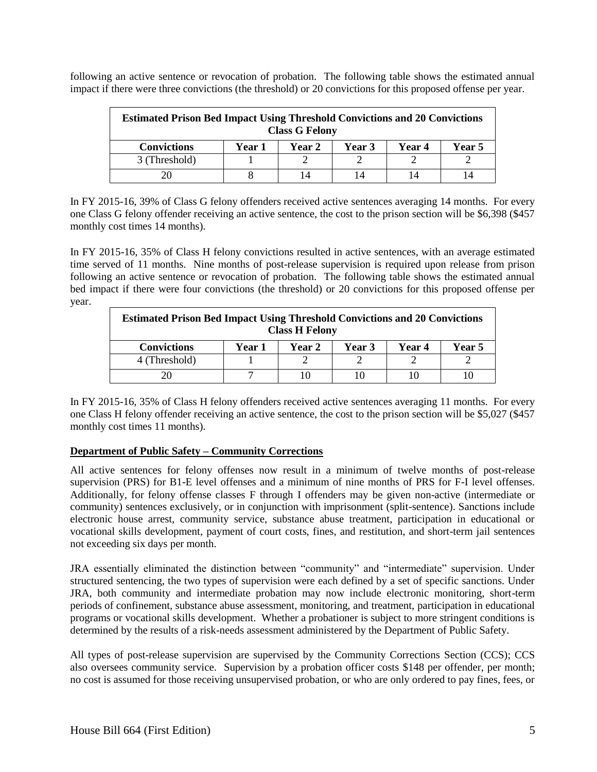following an active sentence or revocation of probation. The following table shows the estimated annual impact if there were three convictions (the threshold) or 20 convictions for this proposed offense per year.

| Estimated Prison Bed Impact Using Threshold Convictions and 20 Convictions Class G Felony | | | | | |
|---|---|---|---|---|---|
| **Convictions** | **Year 1** | **Year 2** | **Year 3** | **Year 4** | **Year 5** |
| 3 (Threshold) | 1 | 2 | 2 | 2 | 2 |
| 20 | 8 | 14 | 14 | 14 | 14 |

In FY 2015-16, 39% of Class G felony offenders received active sentences averaging 14 months. For every one Class G felony offender receiving an active sentence, the cost to the prison section will be $6,398 ($457 monthly cost times 14 months).

In FY 2015-16, 35% of Class H felony convictions resulted in active sentences, with an average estimated time served of 11 months. Nine months of post-release supervision is required upon release from prison following an active sentence or revocation of probation. The following table shows the estimated annual bed impact if there were four convictions (the threshold) or 20 convictions for this proposed offense per year.

| Estimated Prison Bed Impact Using Threshold Convictions and 20 Convictions Class H Felony | | | | | |
|---|---|---|---|---|---|
| **Convictions** | **Year 1** | **Year 2** | **Year 3** | **Year 4** | **Year 5** |
| 4 (Threshold) | 1 | 2 | 2 | 2 | 2 |
| 20 | 7 | 10 | 10 | 10 | 10 |

In FY 2015-16, 35% of Class H felony offenders received active sentences averaging 11 months. For every one Class H felony offender receiving an active sentence, the cost to the prison section will be $5,027 ($457 monthly cost times 11 months).

**Department of Public Safety – Community Corrections**

All active sentences for felony offenses now result in a minimum of twelve months of post-release supervision (PRS) for B1-E level offenses and a minimum of nine months of PRS for F-I level offenses. Additionally, for felony offense classes F through I offenders may be given non-active (intermediate or community) sentences exclusively, or in conjunction with imprisonment (split-sentence). Sanctions include electronic house arrest, community service, substance abuse treatment, participation in educational or vocational skills development, payment of court costs, fines, and restitution, and short-term jail sentences not exceeding six days per month.

JRA essentially eliminated the distinction between "community" and "intermediate" supervision. Under structured sentencing, the two types of supervision were each defined by a set of specific sanctions. Under JRA, both community and intermediate probation may now include electronic monitoring, short-term periods of confinement, substance abuse assessment, monitoring, and treatment, participation in educational programs or vocational skills development. Whether a probationer is subject to more stringent conditions is determined by the results of a risk-needs assessment administered by the Department of Public Safety.

All types of post-release supervision are supervised by the Community Corrections Section (CCS); CCS also oversees community service. Supervision by a probation officer costs $148 per offender, per month; no cost is assumed for those receiving unsupervised probation, or who are only ordered to pay fines, fees, or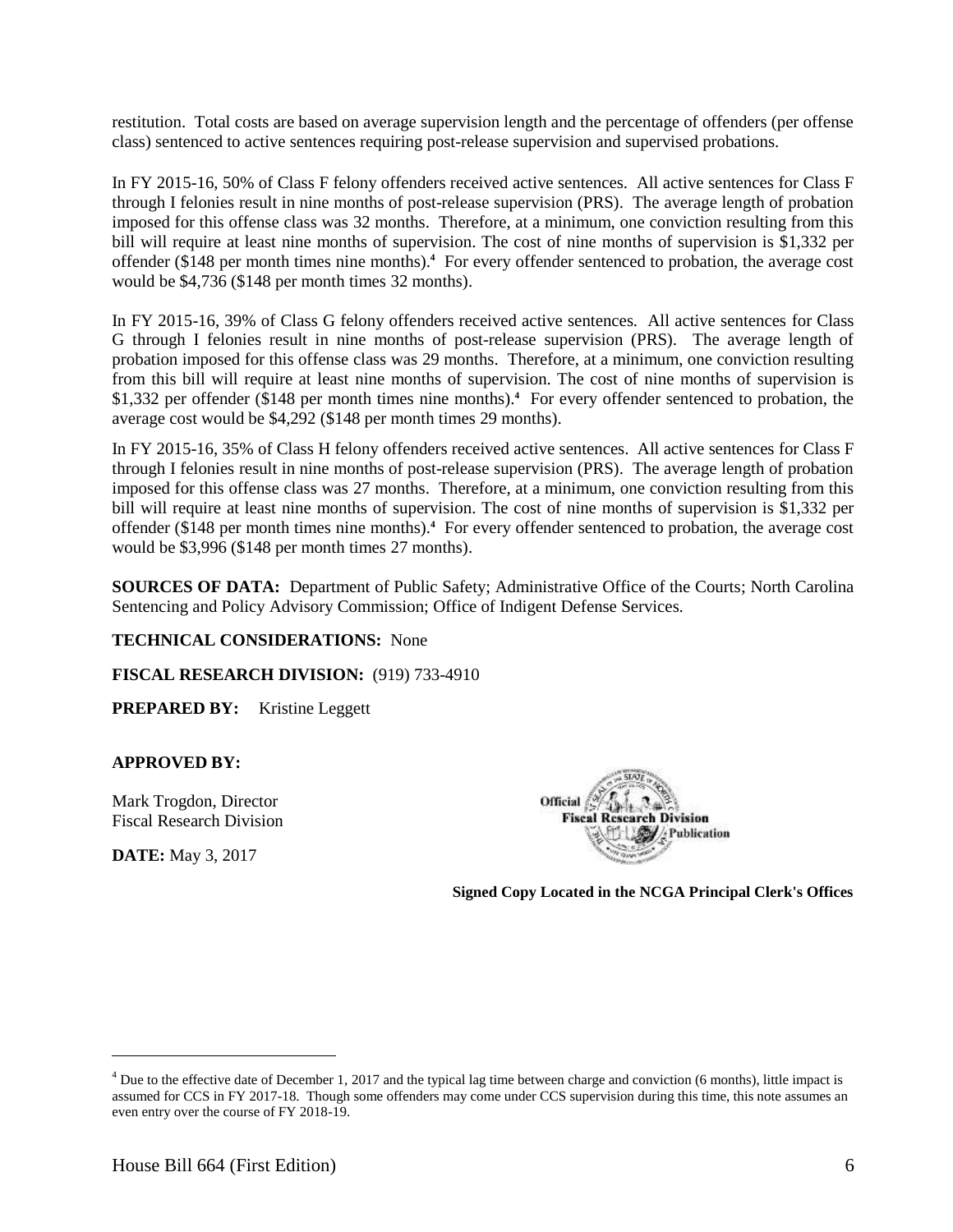restitution. Total costs are based on average supervision length and the percentage of offenders (per offense class) sentenced to active sentences requiring post-release supervision and supervised probations.

In FY 2015-16, 50% of Class F felony offenders received active sentences. All active sentences for Class F through I felonies result in nine months of post-release supervision (PRS). The average length of probation imposed for this offense class was 32 months. Therefore, at a minimum, one conviction resulting from this bill will require at least nine months of supervision. The cost of nine months of supervision is $1,332 per offender ($148 per month times nine months).[4] For every offender sentenced to probation, the average cost would be $4,736 ($148 per month times 32 months).

In FY 2015-16, 39% of Class G felony offenders received active sentences. All active sentences for Class G through I felonies result in nine months of post-release supervision (PRS). The average length of probation imposed for this offense class was 29 months. Therefore, at a minimum, one conviction resulting from this bill will require at least nine months of supervision. The cost of nine months of supervision is $1,332 per offender ($148 per month times nine months).[4] For every offender sentenced to probation, the average cost would be $4,292 ($148 per month times 29 months).

In FY 2015-16, 35% of Class H felony offenders received active sentences. All active sentences for Class F through I felonies result in nine months of post-release supervision (PRS). The average length of probation imposed for this offense class was 27 months. Therefore, at a minimum, one conviction resulting from this bill will require at least nine months of supervision. The cost of nine months of supervision is $1,332 per offender ($148 per month times nine months).[4] For every offender sentenced to probation, the average cost would be $3,996 ($148 per month times 27 months).

**SOURCES OF DATA:** Department of Public Safety; Administrative Office of the Courts; North Carolina Sentencing and Policy Advisory Commission; Office of Indigent Defense Services.

**TECHNICAL CONSIDERATIONS:** None

**FISCAL RESEARCH DIVISION:** (919) 733-4910

**PREPARED BY:** Kristine Leggett

**APPROVED BY:**

Mark Trogdon, Director
Fiscal Research Division

**DATE:** May 3, 2017

Official Fiscal Research Division Publication

**Signed Copy Located in the NCGA Principal Clerk's Offices**

[4] Due to the effective date of December 1, 2017 and the typical lag time between charge and conviction (6 months), little impact is assumed for CCS in FY 2017-18. Though some offenders may come under CCS supervision during this time, this note assumes an even entry over the course of FY 2018-19.